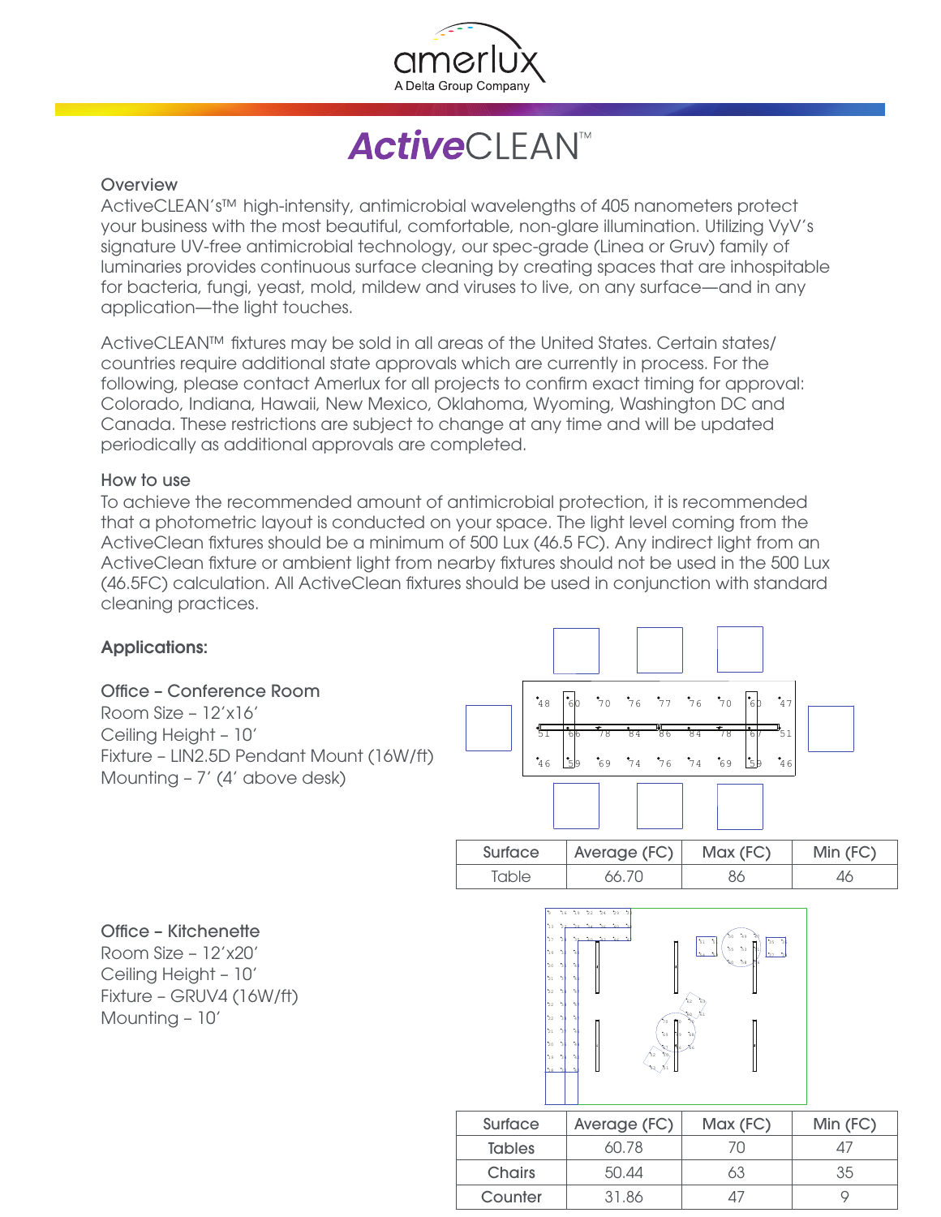# *Active*CLEAN™

## Overview

ActiveCLEAN's™ high-intensity, antimicrobial wavelengths of 405 nanometers protect your business with the most beautiful, comfortable, non-glare illumination. Utilizing VyV's signature UV-free antimicrobial technology, our spec-grade (Linea or Gruv) family of luminaries provides continuous surface cleaning by creating spaces that are inhospitable for bacteria, fungi, yeast, mold, mildew and viruses to live, on any surface—and in any application—the light touches.

ActiveCLEAN™ fixtures may be sold in all areas of the United States. Certain states/ countries require additional state approvals which are currently in process. For the following, please contact Amerlux for all projects to confirm exact timing for approval: Colorado, Indiana, Hawaii, New Mexico, Oklahoma, Wyoming, Washington DC and Canada. These restrictions are subject to change at any time and will be updated periodically as additional approvals are completed.

## How to use

To achieve the recommended amount of antimicrobial protection, it is recommended that a photometric layout is conducted on your space. The light level coming from the ActiveClean fixtures should be a minimum of 500 Lux (46.5 FC). Any indirect light from an ActiveClean fixture or ambient light from nearby fixtures should not be used in the 500 Lux (46.5FC) calculation. All ActiveClean fixtures should be used in conjunction with standard cleaning practices.

## Applications:

### Office – Conference Room

Room Size – 12'x16'
Ceiling Height – 10'
Fixture – LIN2.5D Pendant Mount (16W/ft)
Mounting – 7' (4' above desk)

| Surface | Average (FC) | Max (FC) | Min (FC) |
|---|---|---|---|
| Table | 66.70 | 86 | 46 |

### Office – Kitchenette

Room Size – 12'x20'
Ceiling Height – 10'
Fixture – GRUV4 (16W/ft)
Mounting – 10'

| Surface | Average (FC) | Max (FC) | Min (FC) |
|---|---|---|---|
| Tables | 60.78 | 70 | 47 |
| Chairs | 50.44 | 63 | 35 |
| Counter | 31.86 | 47 | 9 |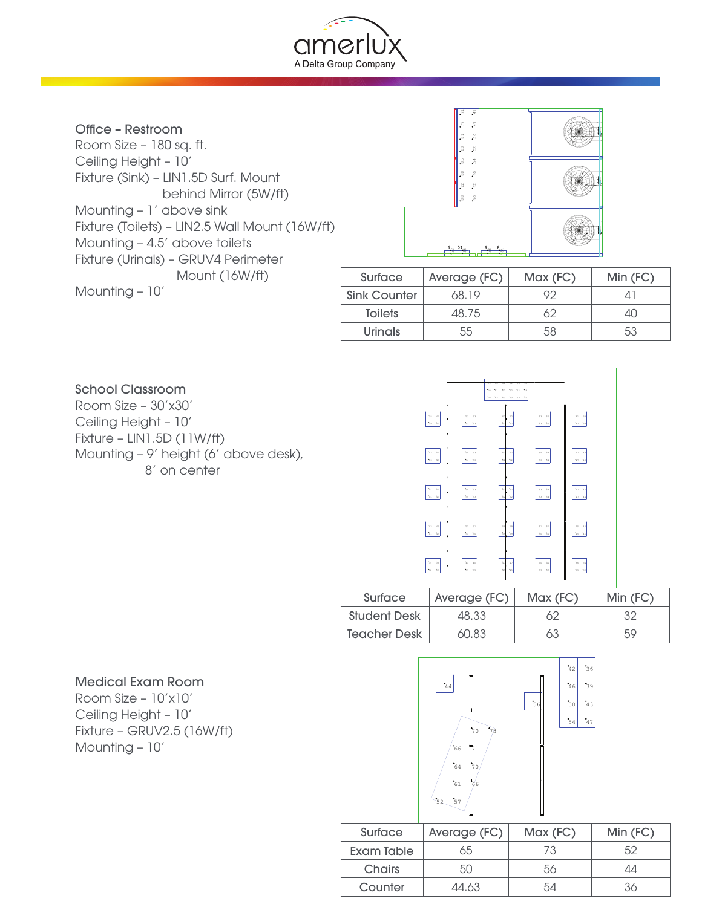## Office – Restroom

Room Size – 180 sq. ft.
Ceiling Height – 10′
Fixture (Sink) – LIN1.5D Surf. Mount behind Mirror (5W/ft)
Mounting – 1′ above sink
Fixture (Toilets) – LIN2.5 Wall Mount (16W/ft)
Mounting – 4.5′ above toilets
Fixture (Urinals) – GRUV4 Perimeter Mount (16W/ft)
Mounting – 10′

| Surface | Average (FC) | Max (FC) | Min (FC) |
|---|---|---|---|
| Sink Counter | 68.19 | 92 | 41 |
| Toilets | 48.75 | 62 | 40 |
| Urinals | 55 | 58 | 53 |

## School Classroom

Room Size – 30′x30′
Ceiling Height – 10′
Fixture – LIN1.5D (11W/ft)
Mounting – 9′ height (6′ above desk), 8′ on center

| Surface | Average (FC) | Max (FC) | Min (FC) |
|---|---|---|---|
| Student Desk | 48.33 | 62 | 32 |
| Teacher Desk | 60.83 | 63 | 59 |

## Medical Exam Room

Room Size – 10′x10′
Ceiling Height – 10′
Fixture – GRUV2.5 (16W/ft)
Mounting – 10′

| Surface | Average (FC) | Max (FC) | Min (FC) |
|---|---|---|---|
| Exam Table | 65 | 73 | 52 |
| Chairs | 50 | 56 | 44 |
| Counter | 44.63 | 54 | 36 |